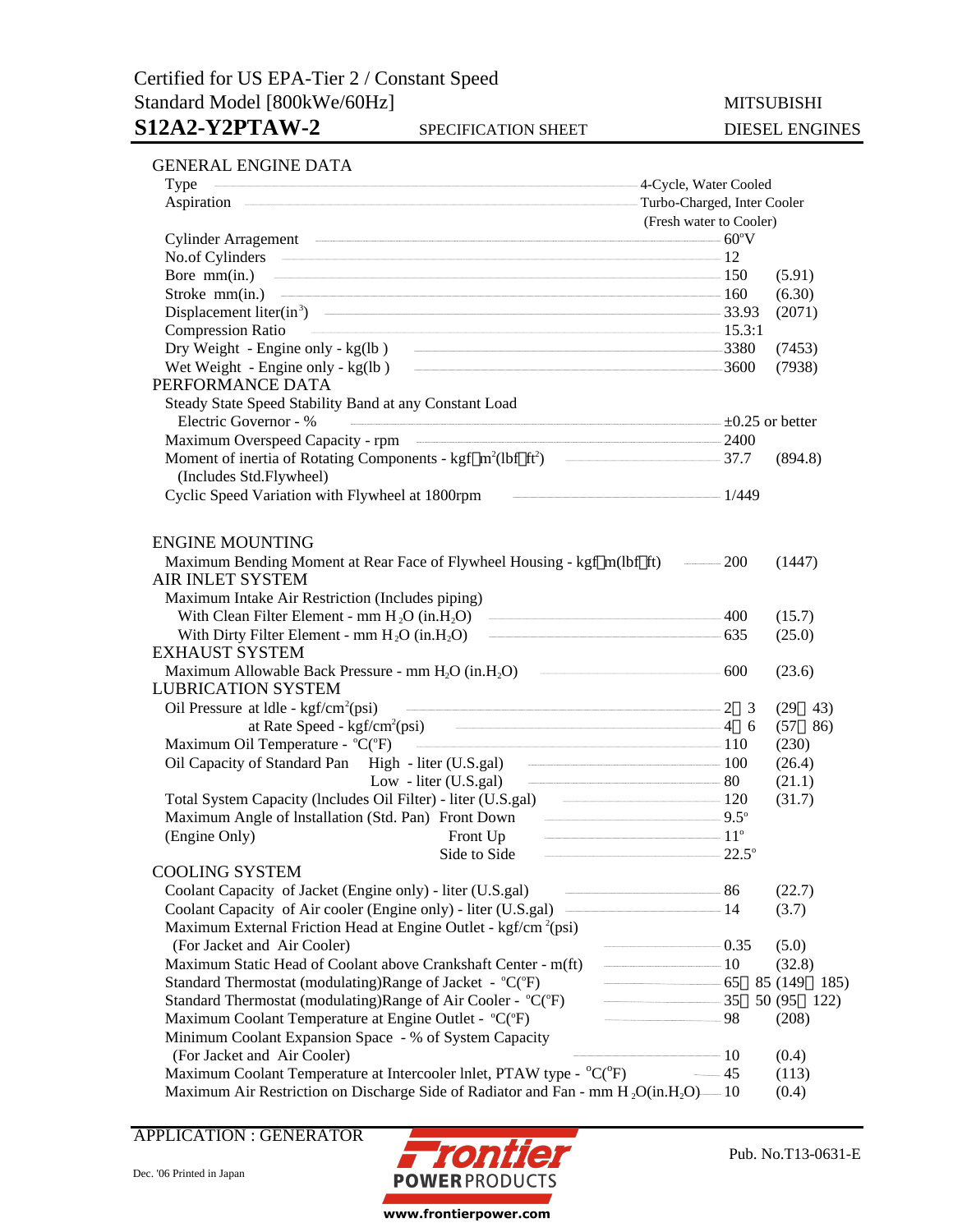Certified for US EPA-Tier 2 / Constant Speed
Standard Model [800kWe/60Hz]

# S12A2-Y2PTAW-2

SPECIFICATION SHEET

MITSUBISHI
DIESEL ENGINES

## GENERAL ENGINE DATA

| Item | Metric | US |
|---|---|---|
| Type | 4-Cycle, Water Cooled | |
| Aspiration | Turbo-Charged, Inter Cooler (Fresh water to Cooler) | |
| Cylinder Arragement | 60°V | |
| No.of Cylinders | 12 | |
| Bore mm(in.) | 150 | (5.91) |
| Stroke mm(in.) | 160 | (6.30) |
| Displacement liter(in$^3$) | 33.93 | (2071) |
| Compression Ratio | 15.3:1 | |
| Dry Weight - Engine only - kg(lb ) | 3380 | (7453) |
| Wet Weight - Engine only - kg(lb ) | 3600 | (7938) |

## PERFORMANCE DATA

| Item | Metric | US |
|---|---|---|
| Steady State Speed Stability Band at any Constant Load — Electric Governor - % | ±0.25 or better | |
| Maximum Overspeed Capacity - rpm | 2400 | |
| Moment of inertia of Rotating Components - kgf·m$^2$(lbf·ft$^2$) (Includes Std.Flywheel) | 37.7 | (894.8) |
| Cyclic Speed Variation with Flywheel at 1800rpm | 1/449 | |

## ENGINE MOUNTING

| Item | Metric | US |
|---|---|---|
| Maximum Bending Moment at Rear Face of Flywheel Housing - kgf·m(lbf·ft) | 200 | (1447) |

## AIR INLET SYSTEM

| Item | Metric | US |
|---|---|---|
| Maximum Intake Air Restriction (Includes piping) — With Clean Filter Element - mm $H_2O$ (in.$H_2O$) | 400 | (15.7) |
| With Dirty Filter Element - mm $H_2O$ (in.$H_2O$) | 635 | (25.0) |

## EXHAUST SYSTEM

| Item | Metric | US |
|---|---|---|
| Maximum Allowable Back Pressure - mm $H_2O$ (in.$H_2O$) | 600 | (23.6) |

## LUBRICATION SYSTEM

| Item | Metric | US |
|---|---|---|
| Oil Pressure at Idle - kgf/cm$^2$(psi) | 2～3 | (29～43) |
| Oil Pressure at Rate Speed - kgf/cm$^2$(psi) | 4～6 | (57～86) |
| Maximum Oil Temperature - °C(°F) | 110 | (230) |
| Oil Capacity of Standard Pan — High - liter (U.S.gal) | 100 | (26.4) |
| Oil Capacity of Standard Pan — Low - liter (U.S.gal) | 80 | (21.1) |
| Total System Capacity (Includes Oil Filter) - liter (U.S.gal) | 120 | (31.7) |
| Maximum Angle of Installation (Std. Pan) (Engine Only) — Front Down | 9.5° | |
| Front Up | 11° | |
| Side to Side | 22.5° | |

## COOLING SYSTEM

| Item | Metric | US |
|---|---|---|
| Coolant Capacity of Jacket (Engine only) - liter (U.S.gal) | 86 | (22.7) |
| Coolant Capacity of Air cooler (Engine only) - liter (U.S.gal) | 14 | (3.7) |
| Maximum External Friction Head at Engine Outlet - kgf/cm$^2$(psi) (For Jacket and Air Cooler) | 0.35 | (5.0) |
| Maximum Static Head of Coolant above Crankshaft Center - m(ft) | 10 | (32.8) |
| Standard Thermostat (modulating)Range of Jacket - °C(°F) | 65～85 | (149～185) |
| Standard Thermostat (modulating)Range of Air Cooler - °C(°F) | 35～50 | (95～122) |
| Maximum Coolant Temperature at Engine Outlet - °C(°F) | 98 | (208) |
| Minimum Coolant Expansion Space - % of System Capacity (For Jacket and Air Cooler) | 10 | (0.4) |
| Maximum Coolant Temperature at Intercooler Inlet, PTAW type - °C(°F) | 45 | (113) |
| Maximum Air Restriction on Discharge Side of Radiator and Fan - mm $H_2O$(in.$H_2O$) | 10 | (0.4) |

APPLICATION : GENERATOR

Dec. '06 Printed in Japan

Frontier POWER PRODUCTS
www.frontierpower.com

Pub. No.T13-0631-E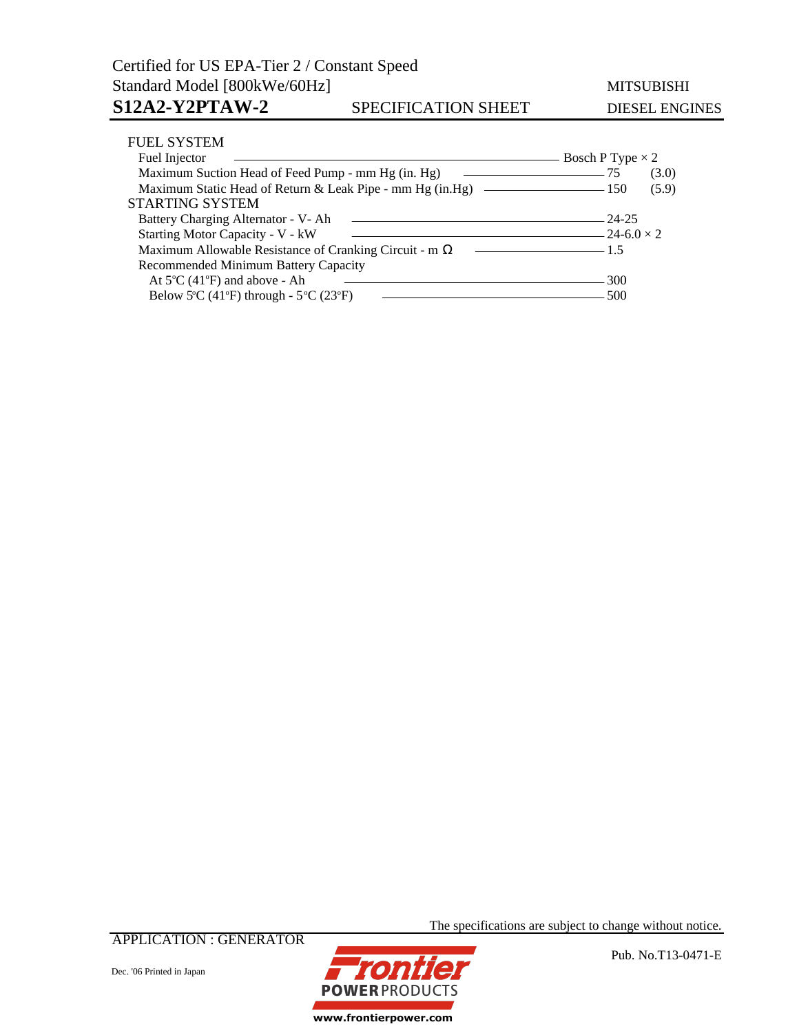### FUEL SYSTEM

| Item | Value | |
|---|---|---|
| Fuel Injector | Bosch P Type × 2 | |
| Maximum Suction Head of Feed Pump - mm Hg (in. Hg) | 75 | (3.0) |
| Maximum Static Head of Return & Leak Pipe - mm Hg (in.Hg) | 150 | (5.9) |

### STARTING SYSTEM

| Item | Value |
|---|---|
| Battery Charging Alternator - V- Ah | 24-25 |
| Starting Motor Capacity - V - kW | 24-6.0 × 2 |
| Maximum Allowable Resistance of Cranking Circuit - m Ω | 1.5 |
| Recommended Minimum Battery Capacity | |
| At 5°C (41°F) and above - Ah | 300 |
| Below 5°C (41°F) through - 5°C (23°F) | 500 |

The specifications are subject to change without notice.

APPLICATION : GENERATOR

Dec. '06 Printed in Japan

Pub. No.T13-0471-E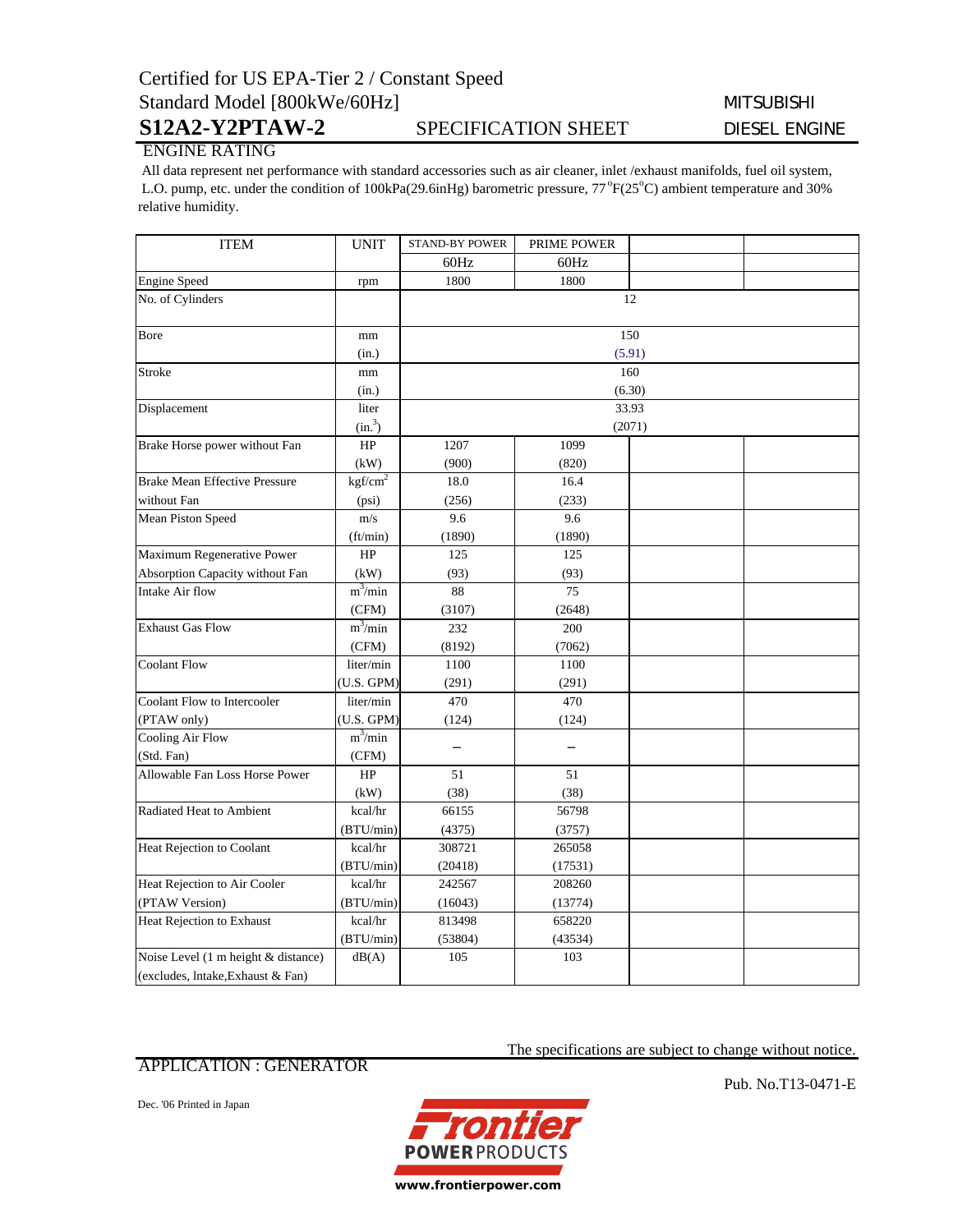Certified for US EPA-Tier 2 / Constant Speed

Standard Model [800kWe/60Hz]

# S12A2-Y2PTAW-2 SPECIFICATION SHEET

MITSUBISHI DIESEL ENGINE

## ENGINE RATING

All data represent net performance with standard accessories such as air cleaner, inlet /exhaust manifolds, fuel oil system, L.O. pump, etc. under the condition of 100kPa(29.6inHg) barometric pressure, 77°F(25°C) ambient temperature and 30% relative humidity.

| ITEM | UNIT | STAND-BY POWER | PRIME POWER | | |
|---|---|---|---|---|---|
| | | 60Hz | 60Hz | | |
| Engine Speed | rpm | 1800 | 1800 | | |
| No. of Cylinders | | 12 | | | |
| Bore | mm | 150 | | | |
| | (in.) | (5.91) | | | |
| Stroke | mm | 160 | | | |
| | (in.) | (6.30) | | | |
| Displacement | liter | 33.93 | | | |
| | ($in.^3$) | (2071) | | | |
| Brake Horse power without Fan | HP | 1207 | 1099 | | |
| | (kW) | (900) | (820) | | |
| Brake Mean Effective Pressure without Fan | $kgf/cm^2$ | 18.0 | 16.4 | | |
| | (psi) | (256) | (233) | | |
| Mean Piston Speed | m/s | 9.6 | 9.6 | | |
| | (ft/min) | (1890) | (1890) | | |
| Maximum Regenerative Power Absorption Capacity without Fan | HP | 125 | 125 | | |
| | (kW) | (93) | (93) | | |
| Intake Air flow | $m^3/min$ | 88 | 75 | | |
| | (CFM) | (3107) | (2648) | | |
| Exhaust Gas Flow | $m^3/min$ | 232 | 200 | | |
| | (CFM) | (8192) | (7062) | | |
| Coolant Flow | liter/min | 1100 | 1100 | | |
| | (U.S. GPM) | (291) | (291) | | |
| Coolant Flow to Intercooler (PTAW only) | liter/min | 470 | 470 | | |
| | (U.S. GPM) | (124) | (124) | | |
| Cooling Air Flow (Std. Fan) | $m^3/min$ | – | – | | |
| | (CFM) | | | | |
| Allowable Fan Loss Horse Power | HP | 51 | 51 | | |
| | (kW) | (38) | (38) | | |
| Radiated Heat to Ambient | kcal/hr | 66155 | 56798 | | |
| | (BTU/min) | (4375) | (3757) | | |
| Heat Rejection to Coolant | kcal/hr | 308721 | 265058 | | |
| | (BTU/min) | (20418) | (17531) | | |
| Heat Rejection to Air Cooler (PTAW Version) | kcal/hr | 242567 | 208260 | | |
| | (BTU/min) | (16043) | (13774) | | |
| Heat Rejection to Exhaust | kcal/hr | 813498 | 658220 | | |
| | (BTU/min) | (53804) | (43534) | | |
| Noise Level (1 m height & distance) (excludes, lntake,Exhaust & Fan) | dB(A) | 105 | 103 | | |

The specifications are subject to change without notice.

APPLICATION : GENERATOR

Pub. No.T13-0471-E

Dec. '06 Printed in Japan

Frontier POWER PRODUCTS

www.frontierpower.com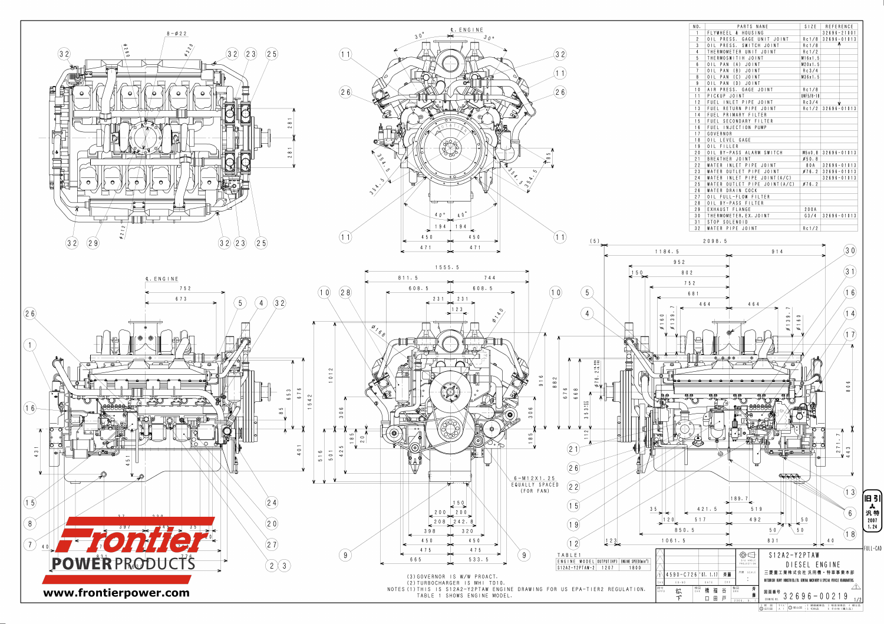| NO. | PARTS NAME | SIZE | REFERENCE |
|---|---|---|---|
| 1 | FLYWHEEL & HOUSING | | 32696-21001 |
| 2 | OIL PRESS. GAGE UNIT JOINT | Rc1/8 | 32696-01013 |
| 3 | OIL PRESS. SWITCH JOINT | Rc1/8 | |
| 4 | THERMOMETER UNIT JOINT | Rc1/2 | |
| 5 | THERMOSWITCH JOINT | M16x1.5 | |
| 6 | OIL PAN (A) JOINT | M20x1.5 | |
| 7 | OIL PAN (B) JOINT | Rc3/4 | |
| 8 | OIL PAN (C) JOINT | M36x1.5 | |
| 9 | OIL PAN (D) JOINT | | |
| 10 | AIR PRESS. GAGE JOINT | Rc1/8 | |
| 11 | PICKUP JOINT | UNF5/8-18 | |
| 12 | FUEL INLET PIPE JOINT | Rc3/4 | |
| 13 | FUEL RETURN PIPE JOINT | Rc1/2 | 32696-01013 |
| 14 | FUEL PRIMARY FILTER | | |
| 15 | FUEL SECONDARY FILTER | | |
| 16 | FUEL INJECTION PUMP | | |
| 17 | GOVERNOR | | |
| 18 | OIL LEVEL GAGE | | |
| 19 | OIL FILLER | | |
| 20 | OIL BY-PASS ALARM SWITCH | M5x0.8 | 32696-01013 |
| 21 | BREATHER JOINT | ø50.8 | |
| 22 | WATER INLET PIPE JOINT | 80A | 32696-01013 |
| 23 | WATER OUTLET PIPE JOINT | ø76.2 | 32696-01013 |
| 24 | WATER INLET PIPE JOINT(A/C) | | 32696-01013 |
| 25 | WATER OUTLET PIPE JOINT(A/C) | ø76.2 | |
| 26 | WATER DRAIN COCK | | |
| 27 | OIL FULL-FLOW FILTER | | |
| 28 | OIL BY-PASS FILTER | | |
| 29 | EXHAUST FLANGE | 200A | |
| 30 | THERMOMETER, EX. JOINT | G3/4 | 32696-01013 |
| 31 | STOP SOLENOID | | |
| 32 | WATER PIPE JOINT | Rc1/2 | |

TABLE1

| ENGINE MODEL | OUTPUT(HP) | ENGINE SPEED(min⁻¹) |
|---|---|---|
| S12A2-Y2PTAW-2 | 1207 | 1800 |

(3)GOVERNOR IS W/W PROACT.
(2)TURBOCHARGER IS MHI TD10.
NOTES (1)THIS IS S12A2-Y2PTAW ENGINE DRAWING FOR US EPA-TIER2 REGULATION.
TABLE 1 SHOWS ENGINE MODEL.

S12A2-Y2PTAW
DIESEL ENGINE

三菱重工業株式会社 汎用機・特車事業本部
MITSUBISHI HEAVY INDUSTRIES,LTD. GENERAL MACHINERY & SPECIAL VEHICLE HEADQUARTERS

図面番号 32696-00219 1/2

Frontier POWER PRODUCTS
www.frontierpower.com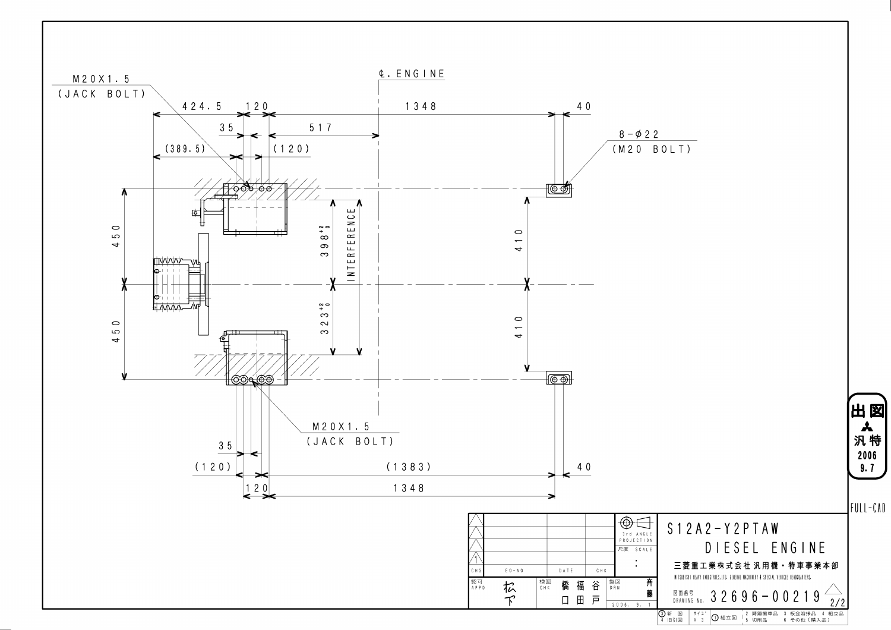M20X1.5
(JACK BOLT)

℄ ENGINE

424.5 120 1348 40

35 517

(389.5) (120)

8-φ22
(M20 BOLT)

450

450

$398^{+2}_{0}$

$323^{+2}_{0}$

INTERFERENCE

410

410

M20X1.5
(JACK BOLT)

35

(120) (1383) 40

120 1348

出図
汎特
2006
9.7

FULL-CAD

| | | |
|---|---|---|
| CHG | EO-NO | DATE | CHK |
| 認可 APPD | 松下 | 検図 CHK | 橋口 福田 谷戸 | 製図 DRN | 斉藤 |
| | | | | | 2006. 9. 1 |

3rd ANGLE PROJECTION

尺度 SCALE :

S12A2-Y2PTAW
DIESEL ENGINE

三菱重工業株式会社 汎用機・特車事業本部

MITSUBISHI HEAVY INDUSTRIES,LTD. GENERAL MACHINERY & SPECIAL VEHICLE HEADQUARTERS.

図面番号 DRAWING No. 32696-00219

① 新図 4 旧引図 | サイズ A3 | ① 組立図 | 2 調鋼鋳車品 3 板金溶接品 4 組立品 5 切削品 6 その他（購入品）